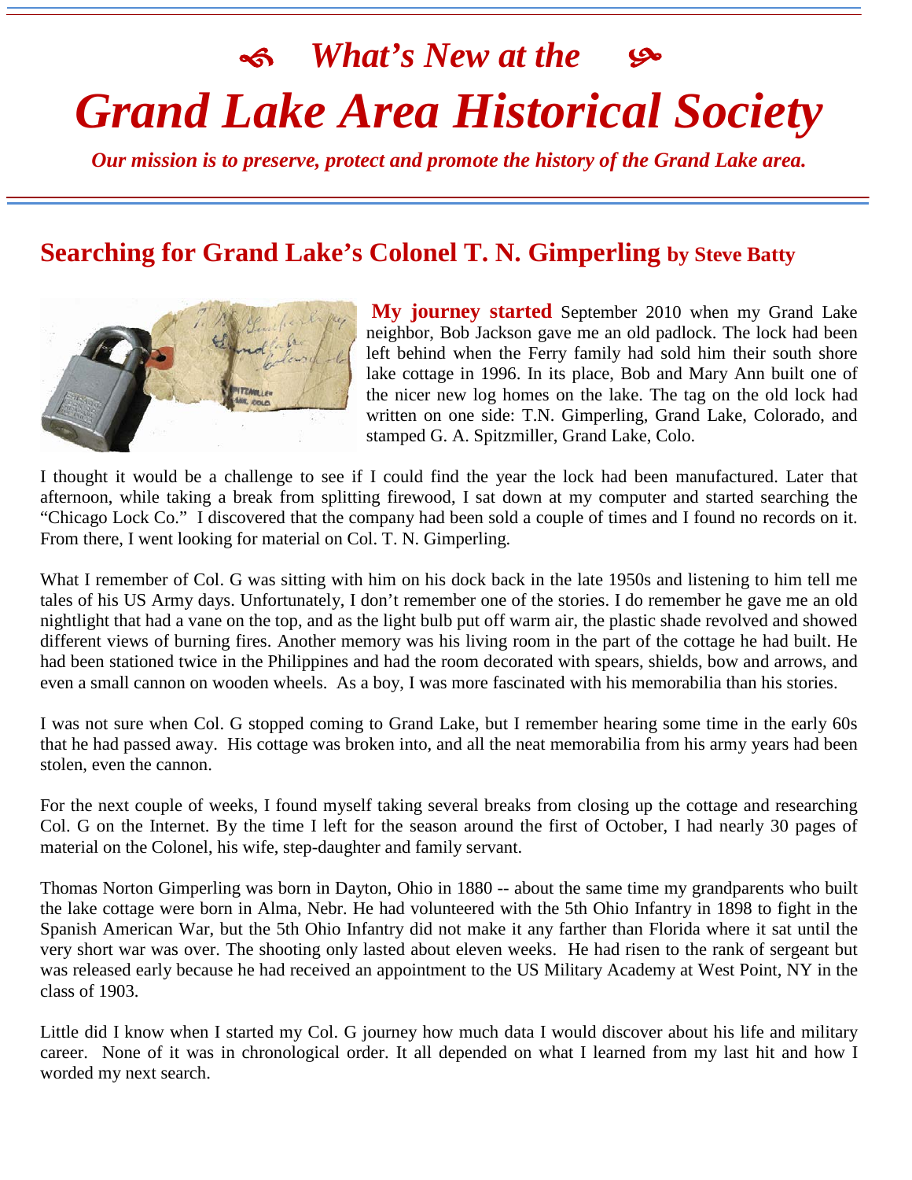# *What's New at the*

# *Grand Lake Area Historical Society*

***Our mission is to preserve, protect and promote the history of the Grand Lake area.***

## Searching for Grand Lake's Colonel T. N. Gimperling by Steve Batty

**My journey started** September 2010 when my Grand Lake neighbor, Bob Jackson gave me an old padlock. The lock had been left behind when the Ferry family had sold him their south shore lake cottage in 1996. In its place, Bob and Mary Ann built one of the nicer new log homes on the lake. The tag on the old lock had written on one side: T.N. Gimperling, Grand Lake, Colorado, and stamped G. A. Spitzmiller, Grand Lake, Colo.

I thought it would be a challenge to see if I could find the year the lock had been manufactured. Later that afternoon, while taking a break from splitting firewood, I sat down at my computer and started searching the "Chicago Lock Co." I discovered that the company had been sold a couple of times and I found no records on it. From there, I went looking for material on Col. T. N. Gimperling.

What I remember of Col. G was sitting with him on his dock back in the late 1950s and listening to him tell me tales of his US Army days. Unfortunately, I don't remember one of the stories. I do remember he gave me an old nightlight that had a vane on the top, and as the light bulb put off warm air, the plastic shade revolved and showed different views of burning fires. Another memory was his living room in the part of the cottage he had built. He had been stationed twice in the Philippines and had the room decorated with spears, shields, bow and arrows, and even a small cannon on wooden wheels. As a boy, I was more fascinated with his memorabilia than his stories.

I was not sure when Col. G stopped coming to Grand Lake, but I remember hearing some time in the early 60s that he had passed away. His cottage was broken into, and all the neat memorabilia from his army years had been stolen, even the cannon.

For the next couple of weeks, I found myself taking several breaks from closing up the cottage and researching Col. G on the Internet. By the time I left for the season around the first of October, I had nearly 30 pages of material on the Colonel, his wife, step-daughter and family servant.

Thomas Norton Gimperling was born in Dayton, Ohio in 1880 -- about the same time my grandparents who built the lake cottage were born in Alma, Nebr. He had volunteered with the 5th Ohio Infantry in 1898 to fight in the Spanish American War, but the 5th Ohio Infantry did not make it any farther than Florida where it sat until the very short war was over. The shooting only lasted about eleven weeks. He had risen to the rank of sergeant but was released early because he had received an appointment to the US Military Academy at West Point, NY in the class of 1903.

Little did I know when I started my Col. G journey how much data I would discover about his life and military career. None of it was in chronological order. It all depended on what I learned from my last hit and how I worded my next search.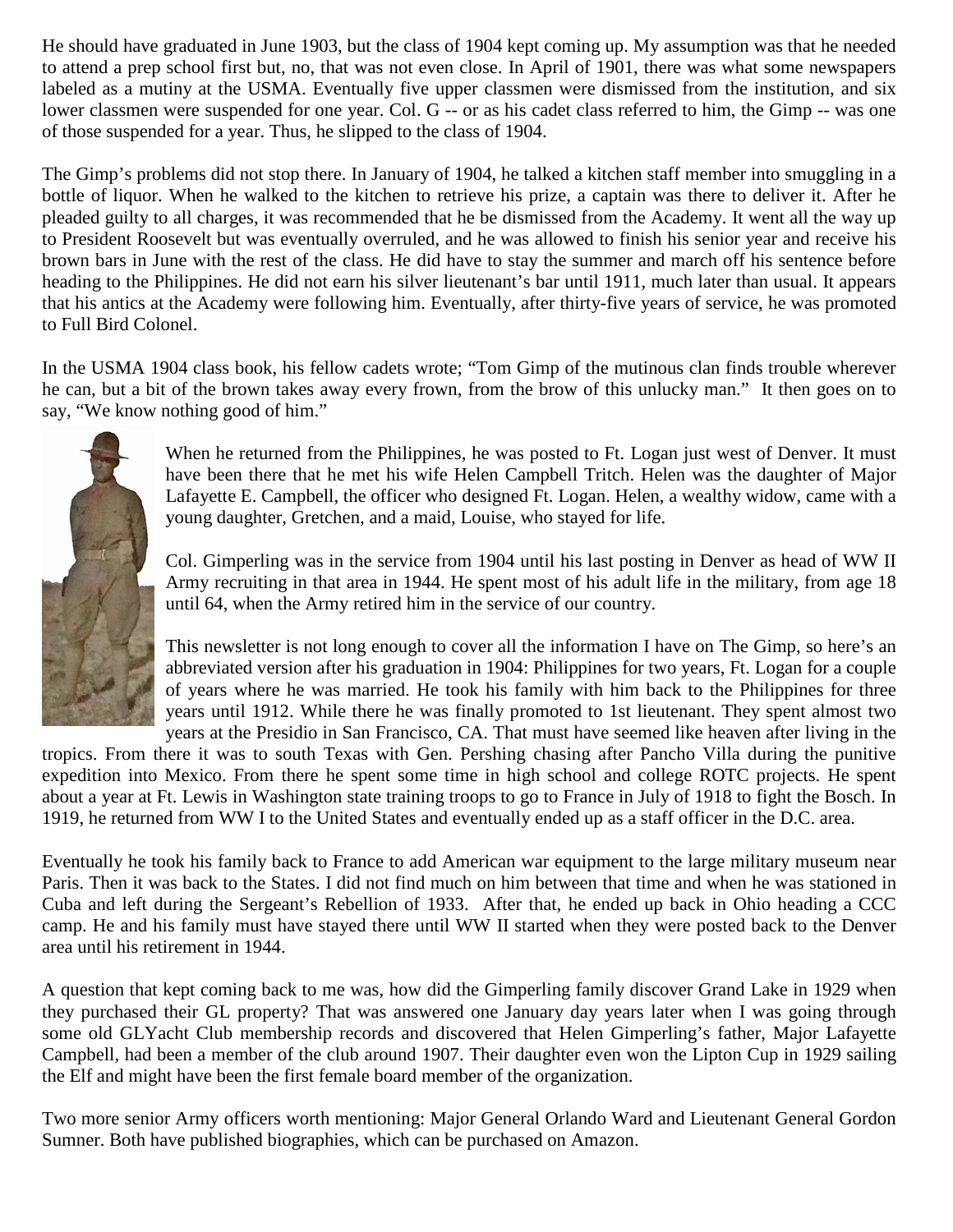He should have graduated in June 1903, but the class of 1904 kept coming up. My assumption was that he needed to attend a prep school first but, no, that was not even close. In April of 1901, there was what some newspapers labeled as a mutiny at the USMA. Eventually five upper classmen were dismissed from the institution, and six lower classmen were suspended for one year. Col. G -- or as his cadet class referred to him, the Gimp -- was one of those suspended for a year. Thus, he slipped to the class of 1904.

The Gimp's problems did not stop there. In January of 1904, he talked a kitchen staff member into smuggling in a bottle of liquor. When he walked to the kitchen to retrieve his prize, a captain was there to deliver it. After he pleaded guilty to all charges, it was recommended that he be dismissed from the Academy. It went all the way up to President Roosevelt but was eventually overruled, and he was allowed to finish his senior year and receive his brown bars in June with the rest of the class. He did have to stay the summer and march off his sentence before heading to the Philippines. He did not earn his silver lieutenant's bar until 1911, much later than usual. It appears that his antics at the Academy were following him. Eventually, after thirty-five years of service, he was promoted to Full Bird Colonel.

In the USMA 1904 class book, his fellow cadets wrote; "Tom Gimp of the mutinous clan finds trouble wherever he can, but a bit of the brown takes away every frown, from the brow of this unlucky man." It then goes on to say, "We know nothing good of him."

When he returned from the Philippines, he was posted to Ft. Logan just west of Denver. It must have been there that he met his wife Helen Campbell Tritch. Helen was the daughter of Major Lafayette E. Campbell, the officer who designed Ft. Logan. Helen, a wealthy widow, came with a young daughter, Gretchen, and a maid, Louise, who stayed for life.

Col. Gimperling was in the service from 1904 until his last posting in Denver as head of WW II Army recruiting in that area in 1944. He spent most of his adult life in the military, from age 18 until 64, when the Army retired him in the service of our country.

This newsletter is not long enough to cover all the information I have on The Gimp, so here's an abbreviated version after his graduation in 1904: Philippines for two years, Ft. Logan for a couple of years where he was married. He took his family with him back to the Philippines for three years until 1912. While there he was finally promoted to 1st lieutenant. They spent almost two years at the Presidio in San Francisco, CA. That must have seemed like heaven after living in the tropics. From there it was to south Texas with Gen. Pershing chasing after Pancho Villa during the punitive expedition into Mexico. From there he spent some time in high school and college ROTC projects. He spent about a year at Ft. Lewis in Washington state training troops to go to France in July of 1918 to fight the Bosch. In 1919, he returned from WW I to the United States and eventually ended up as a staff officer in the D.C. area.

Eventually he took his family back to France to add American war equipment to the large military museum near Paris. Then it was back to the States. I did not find much on him between that time and when he was stationed in Cuba and left during the Sergeant's Rebellion of 1933. After that, he ended up back in Ohio heading a CCC camp. He and his family must have stayed there until WW II started when they were posted back to the Denver area until his retirement in 1944.

A question that kept coming back to me was, how did the Gimperling family discover Grand Lake in 1929 when they purchased their GL property? That was answered one January day years later when I was going through some old GLYacht Club membership records and discovered that Helen Gimperling's father, Major Lafayette Campbell, had been a member of the club around 1907. Their daughter even won the Lipton Cup in 1929 sailing the Elf and might have been the first female board member of the organization.

Two more senior Army officers worth mentioning: Major General Orlando Ward and Lieutenant General Gordon Sumner. Both have published biographies, which can be purchased on Amazon.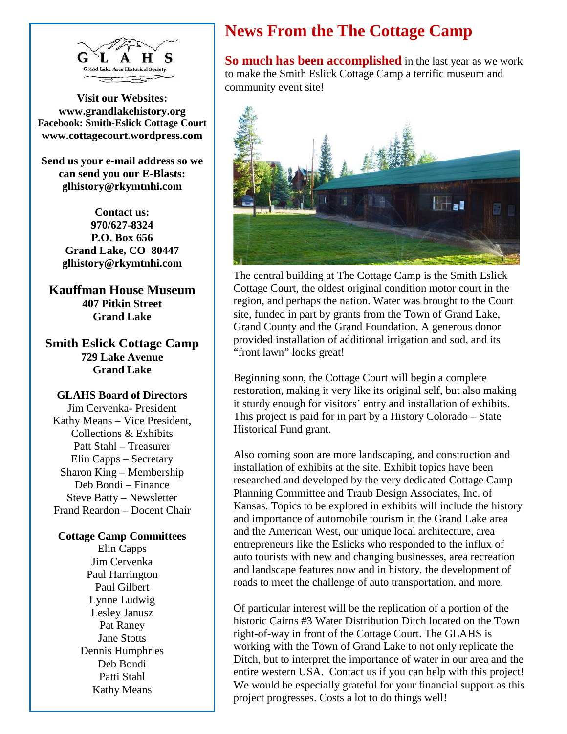# News From the The Cottage Camp

**So much has been accomplished** in the last year as we work to make the Smith Eslick Cottage Camp a terrific museum and community event site!

The central building at The Cottage Camp is the Smith Eslick Cottage Court, the oldest original condition motor court in the region, and perhaps the nation. Water was brought to the Court site, funded in part by grants from the Town of Grand Lake, Grand County and the Grand Foundation. A generous donor provided installation of additional irrigation and sod, and its "front lawn" looks great!

Beginning soon, the Cottage Court will begin a complete restoration, making it very like its original self, but also making it sturdy enough for visitors' entry and installation of exhibits. This project is paid for in part by a History Colorado – State Historical Fund grant.

Also coming soon are more landscaping, and construction and installation of exhibits at the site. Exhibit topics have been researched and developed by the very dedicated Cottage Camp Planning Committee and Traub Design Associates, Inc. of Kansas. Topics to be explored in exhibits will include the history and importance of automobile tourism in the Grand Lake area and the American West, our unique local architecture, area entrepreneurs like the Eslicks who responded to the influx of auto tourists with new and changing businesses, area recreation and landscape features now and in history, the development of roads to meet the challenge of auto transportation, and more.

Of particular interest will be the replication of a portion of the historic Cairns #3 Water Distribution Ditch located on the Town right-of-way in front of the Cottage Court. The GLAHS is working with the Town of Grand Lake to not only replicate the Ditch, but to interpret the importance of water in our area and the entire western USA. Contact us if you can help with this project! We would be especially grateful for your financial support as this project progresses. Costs a lot to do things well!

---

GLAHS
Grand Lake Area Historical Society

**Visit our Websites:**
**www.grandlakehistory.org**
**Facebook: Smith-Eslick Cottage Court**
**www.cottagecourt.wordpress.com**

**Send us your e-mail address so we can send you our E-Blasts:**
**glhistory@rkymtnhi.com**

**Contact us:**
**970/627-8324**
**P.O. Box 656**
**Grand Lake, CO 80447**
**glhistory@rkymtnhi.com**

**Kauffman House Museum**
**407 Pitkin Street**
**Grand Lake**

**Smith Eslick Cottage Camp**
**729 Lake Avenue**
**Grand Lake**

**GLAHS Board of Directors**

Jim Cervenka- President
Kathy Means – Vice President, Collections & Exhibits
Patt Stahl – Treasurer
Elin Capps – Secretary
Sharon King – Membership
Deb Bondi – Finance
Steve Batty – Newsletter
Frand Reardon – Docent Chair

**Cottage Camp Committees**

Elin Capps
Jim Cervenka
Paul Harrington
Paul Gilbert
Lynne Ludwig
Lesley Janusz
Pat Raney
Jane Stotts
Dennis Humphries
Deb Bondi
Patti Stahl
Kathy Means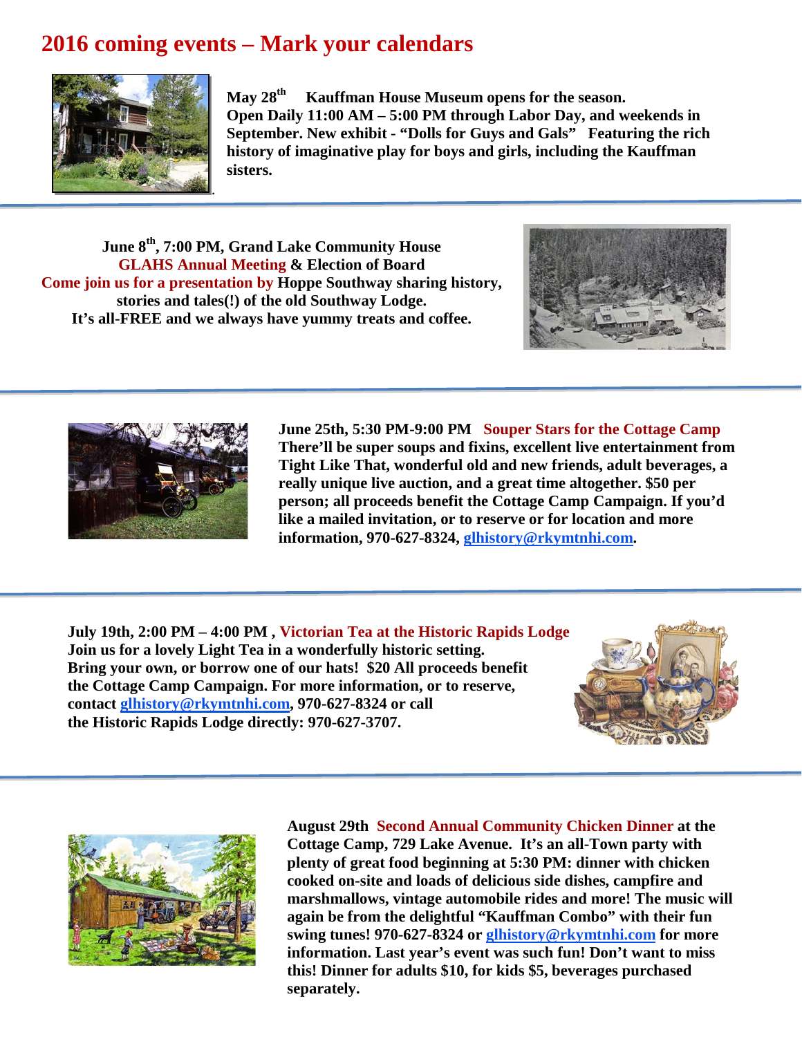# 2016 coming events – Mark your calendars

**May 28th Kauffman House Museum opens for the season.**
**Open Daily 11:00 AM – 5:00 PM through Labor Day, and weekends in September. New exhibit - "Dolls for Guys and Gals" Featuring the rich history of imaginative play for boys and girls, including the Kauffman sisters.**

---

**June 8th, 7:00 PM, Grand Lake Community House**
**GLAHS Annual Meeting & Election of Board**
**Come join us for a presentation by Hoppe Southway sharing history, stories and tales(!) of the old Southway Lodge.**
**It's all-FREE and we always have yummy treats and coffee.**

---

**June 25th, 5:30 PM-9:00 PM Souper Stars for the Cottage Camp**
**There'll be super soups and fixins, excellent live entertainment from Tight Like That, wonderful old and new friends, adult beverages, a really unique live auction, and a great time altogether. $50 per person; all proceeds benefit the Cottage Camp Campaign. If you'd like a mailed invitation, or to reserve or for location and more information, 970-627-8324, glhistory@rkymtnhi.com.**

---

**July 19th, 2:00 PM – 4:00 PM , Victorian Tea at the Historic Rapids Lodge**
**Join us for a lovely Light Tea in a wonderfully historic setting. Bring your own, or borrow one of our hats! $20 All proceeds benefit the Cottage Camp Campaign. For more information, or to reserve, contact glhistory@rkymtnhi.com, 970-627-8324 or call the Historic Rapids Lodge directly: 970-627-3707.**

---

**August 29th Second Annual Community Chicken Dinner at the Cottage Camp, 729 Lake Avenue. It's an all-Town party with plenty of great food beginning at 5:30 PM: dinner with chicken cooked on-site and loads of delicious side dishes, campfire and marshmallows, vintage automobile rides and more! The music will again be from the delightful "Kauffman Combo" with their fun swing tunes! 970-627-8324 or glhistory@rkymtnhi.com for more information. Last year's event was such fun! Don't want to miss this! Dinner for adults $10, for kids $5, beverages purchased separately.**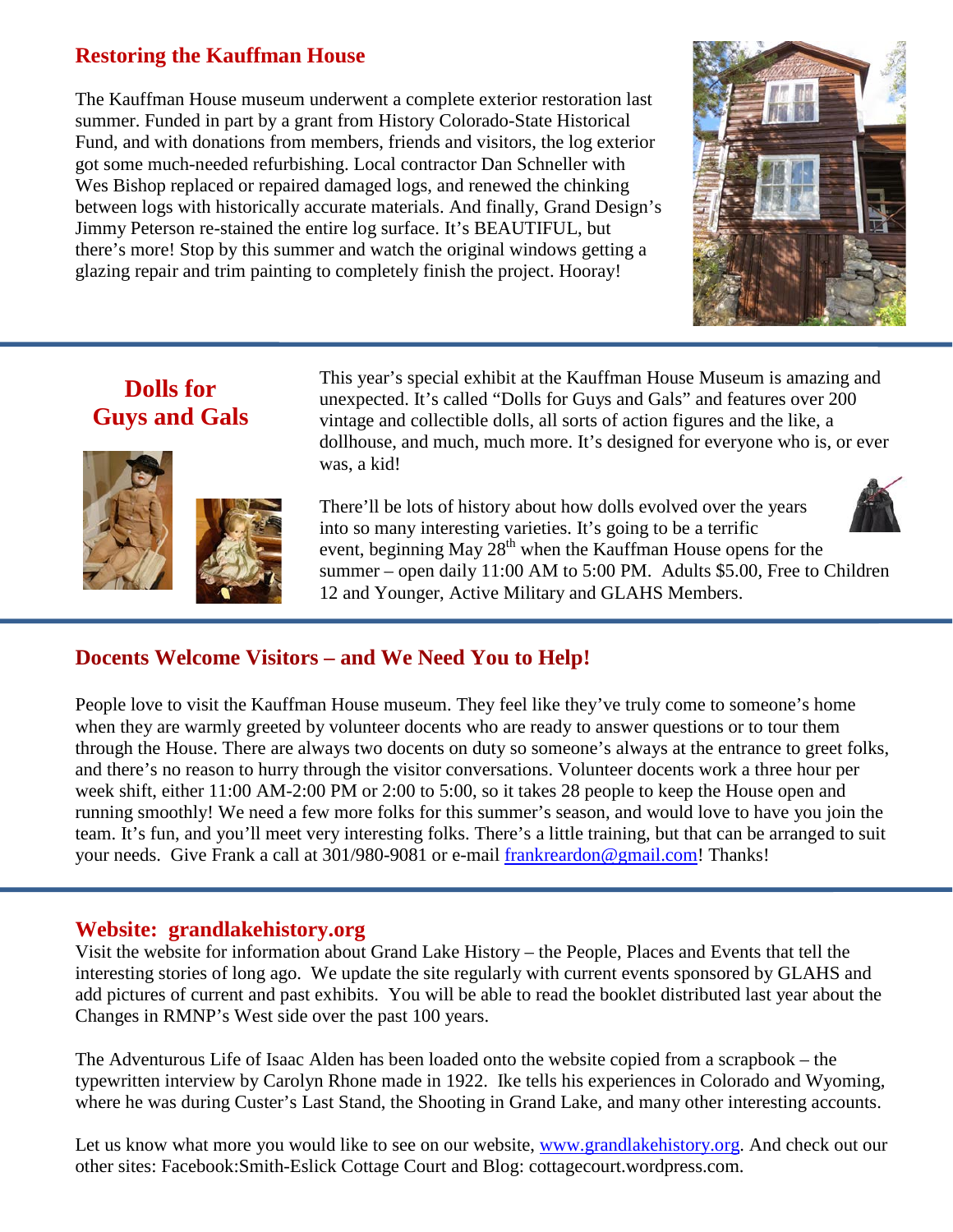## Restoring the Kauffman House

The Kauffman House museum underwent a complete exterior restoration last summer. Funded in part by a grant from History Colorado-State Historical Fund, and with donations from members, friends and visitors, the log exterior got some much-needed refurbishing. Local contractor Dan Schneller with Wes Bishop replaced or repaired damaged logs, and renewed the chinking between logs with historically accurate materials. And finally, Grand Design's Jimmy Peterson re-stained the entire log surface. It's BEAUTIFUL, but there's more! Stop by this summer and watch the original windows getting a glazing repair and trim painting to completely finish the project. Hooray!

## Dolls for Guys and Gals

This year's special exhibit at the Kauffman House Museum is amazing and unexpected. It's called "Dolls for Guys and Gals" and features over 200 vintage and collectible dolls, all sorts of action figures and the like, a dollhouse, and much, much more. It's designed for everyone who is, or ever was, a kid!

There'll be lots of history about how dolls evolved over the years into so many interesting varieties. It's going to be a terrific event, beginning May 28th when the Kauffman House opens for the summer – open daily 11:00 AM to 5:00 PM. Adults $5.00, Free to Children 12 and Younger, Active Military and GLAHS Members.

## Docents Welcome Visitors – and We Need You to Help!

People love to visit the Kauffman House museum. They feel like they've truly come to someone's home when they are warmly greeted by volunteer docents who are ready to answer questions or to tour them through the House. There are always two docents on duty so someone's always at the entrance to greet folks, and there's no reason to hurry through the visitor conversations. Volunteer docents work a three hour per week shift, either 11:00 AM-2:00 PM or 2:00 to 5:00, so it takes 28 people to keep the House open and running smoothly! We need a few more folks for this summer's season, and would love to have you join the team. It's fun, and you'll meet very interesting folks. There's a little training, but that can be arranged to suit your needs. Give Frank a call at 301/980-9081 or e-mail frankreardon@gmail.com! Thanks!

## Website: grandlakehistory.org

Visit the website for information about Grand Lake History – the People, Places and Events that tell the interesting stories of long ago. We update the site regularly with current events sponsored by GLAHS and add pictures of current and past exhibits. You will be able to read the booklet distributed last year about the Changes in RMNP's West side over the past 100 years.

The Adventurous Life of Isaac Alden has been loaded onto the website copied from a scrapbook – the typewritten interview by Carolyn Rhone made in 1922. Ike tells his experiences in Colorado and Wyoming, where he was during Custer's Last Stand, the Shooting in Grand Lake, and many other interesting accounts.

Let us know what more you would like to see on our website, www.grandlakehistory.org. And check out our other sites: Facebook:Smith-Eslick Cottage Court and Blog: cottagecourt.wordpress.com.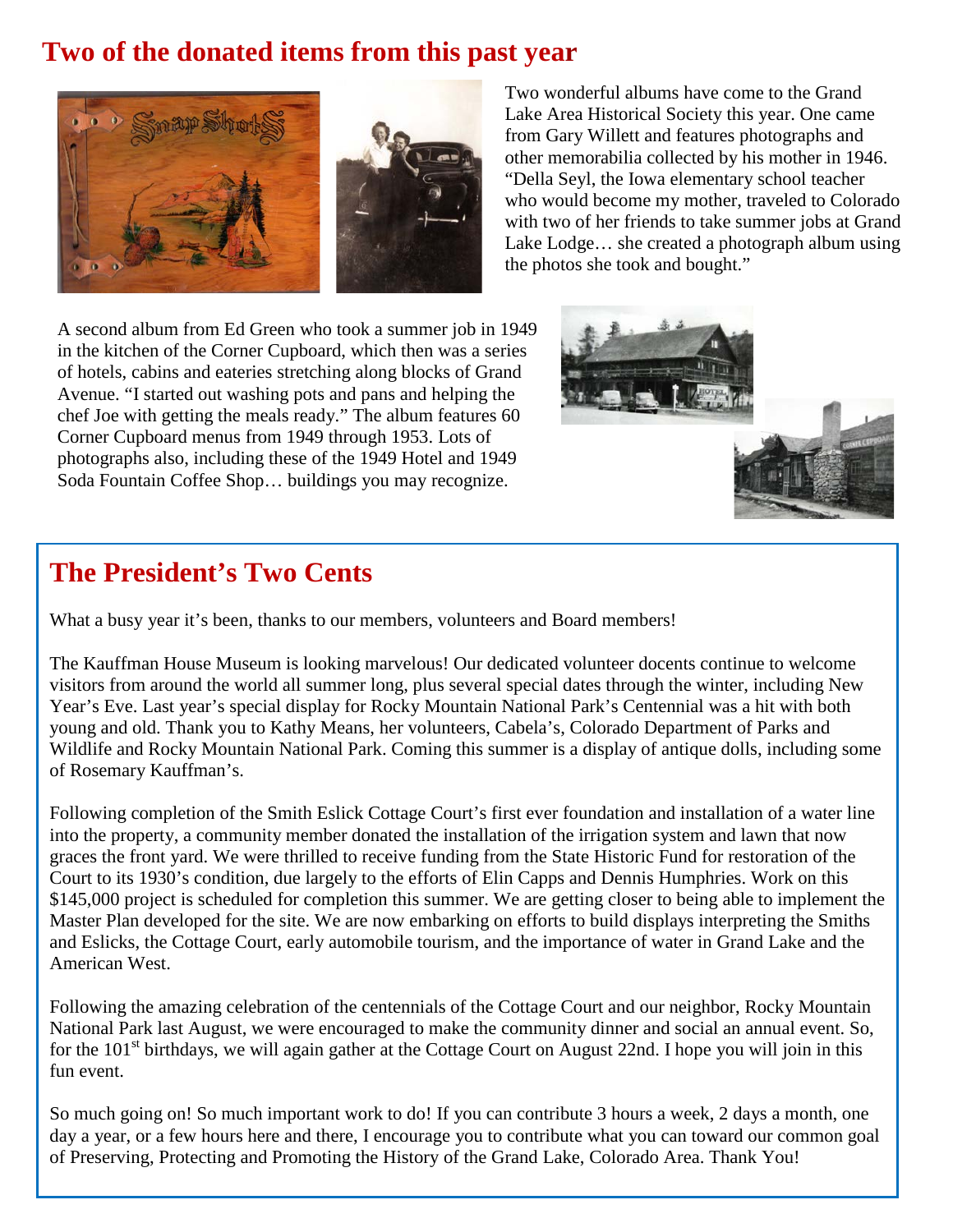## Two of the donated items from this past year

Two wonderful albums have come to the Grand Lake Area Historical Society this year. One came from Gary Willett and features photographs and other memorabilia collected by his mother in 1946. "Della Seyl, the Iowa elementary school teacher who would become my mother, traveled to Colorado with two of her friends to take summer jobs at Grand Lake Lodge… she created a photograph album using the photos she took and bought."

A second album from Ed Green who took a summer job in 1949 in the kitchen of the Corner Cupboard, which then was a series of hotels, cabins and eateries stretching along blocks of Grand Avenue. "I started out washing pots and pans and helping the chef Joe with getting the meals ready." The album features 60 Corner Cupboard menus from 1949 through 1953. Lots of photographs also, including these of the 1949 Hotel and 1949 Soda Fountain Coffee Shop… buildings you may recognize.

## The President's Two Cents

What a busy year it's been, thanks to our members, volunteers and Board members!

The Kauffman House Museum is looking marvelous! Our dedicated volunteer docents continue to welcome visitors from around the world all summer long, plus several special dates through the winter, including New Year's Eve. Last year's special display for Rocky Mountain National Park's Centennial was a hit with both young and old. Thank you to Kathy Means, her volunteers, Cabela's, Colorado Department of Parks and Wildlife and Rocky Mountain National Park. Coming this summer is a display of antique dolls, including some of Rosemary Kauffman's.

Following completion of the Smith Eslick Cottage Court's first ever foundation and installation of a water line into the property, a community member donated the installation of the irrigation system and lawn that now graces the front yard. We were thrilled to receive funding from the State Historic Fund for restoration of the Court to its 1930's condition, due largely to the efforts of Elin Capps and Dennis Humphries. Work on this $145,000 project is scheduled for completion this summer. We are getting closer to being able to implement the Master Plan developed for the site. We are now embarking on efforts to build displays interpreting the Smiths and Eslicks, the Cottage Court, early automobile tourism, and the importance of water in Grand Lake and the American West.

Following the amazing celebration of the centennials of the Cottage Court and our neighbor, Rocky Mountain National Park last August, we were encouraged to make the community dinner and social an annual event. So, for the 101st birthdays, we will again gather at the Cottage Court on August 22nd. I hope you will join in this fun event.

So much going on! So much important work to do! If you can contribute 3 hours a week, 2 days a month, one day a year, or a few hours here and there, I encourage you to contribute what you can toward our common goal of Preserving, Protecting and Promoting the History of the Grand Lake, Colorado Area. Thank You!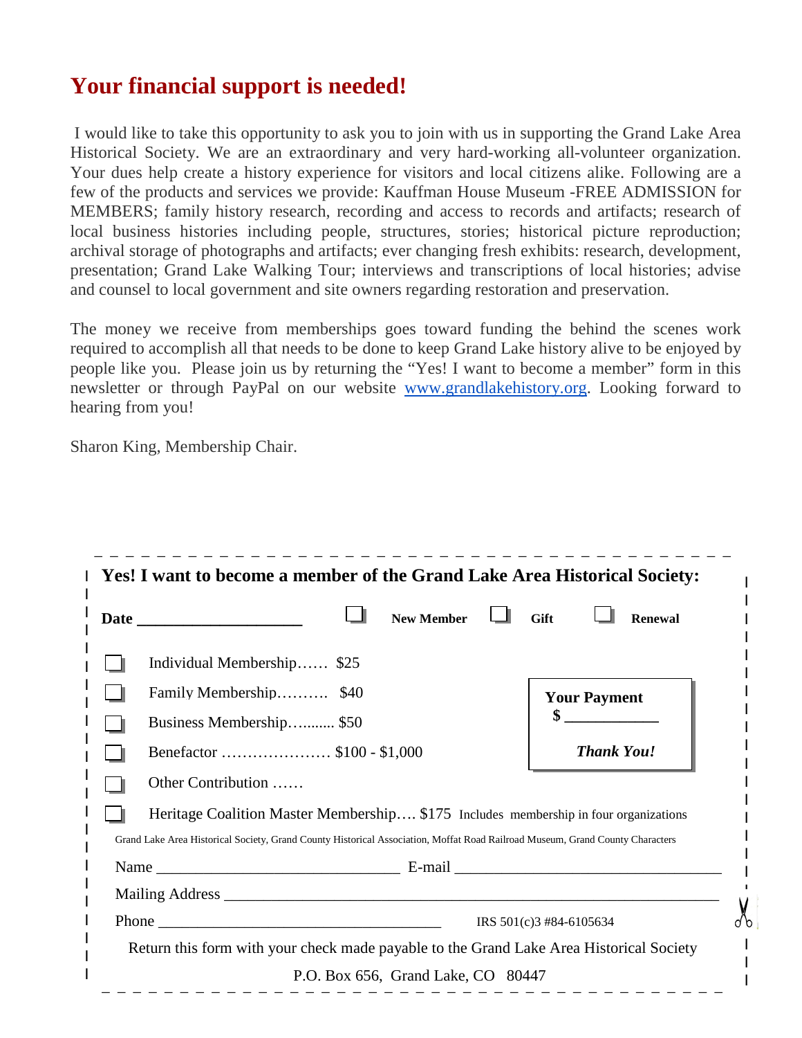## Your financial support is needed!

I would like to take this opportunity to ask you to join with us in supporting the Grand Lake Area Historical Society. We are an extraordinary and very hard-working all-volunteer organization. Your dues help create a history experience for visitors and local citizens alike. Following are a few of the products and services we provide: Kauffman House Museum -FREE ADMISSION for MEMBERS; family history research, recording and access to records and artifacts; research of local business histories including people, structures, stories; historical picture reproduction; archival storage of photographs and artifacts; ever changing fresh exhibits: research, development, presentation; Grand Lake Walking Tour; interviews and transcriptions of local histories; advise and counsel to local government and site owners regarding restoration and preservation.

The money we receive from memberships goes toward funding the behind the scenes work required to accomplish all that needs to be done to keep Grand Lake history alive to be enjoyed by people like you. Please join us by returning the "Yes! I want to become a member" form in this newsletter or through PayPal on our website www.grandlakehistory.org. Looking forward to hearing from you!

Sharon King, Membership Chair.

---

**Yes! I want to become a member of the Grand Lake Area Historical Society:**

**Date** ____________________ ☐ **New Member** ☐ **Gift** ☐ **Renewal**

☐ Individual Membership…… $25

☐ Family Membership………. $40

☐ Business Membership…......... $50

☐ Benefactor ………………… $100 - $1,000

☐ Other Contribution ……

☐ Heritage Coalition Master Membership…. $175 Includes membership in four organizations

Grand Lake Area Historical Society, Grand County Historical Association, Moffat Road Railroad Museum, Grand County Characters

**Your Payment**
**$** ___________

***Thank You!***

Name ______________________________ E-mail ________________________________

Mailing Address ________________________________________________________

Phone __________________________________ IRS 501(c)3 #84-6105634

Return this form with your check made payable to the Grand Lake Area Historical Society

P.O. Box 656, Grand Lake, CO 80447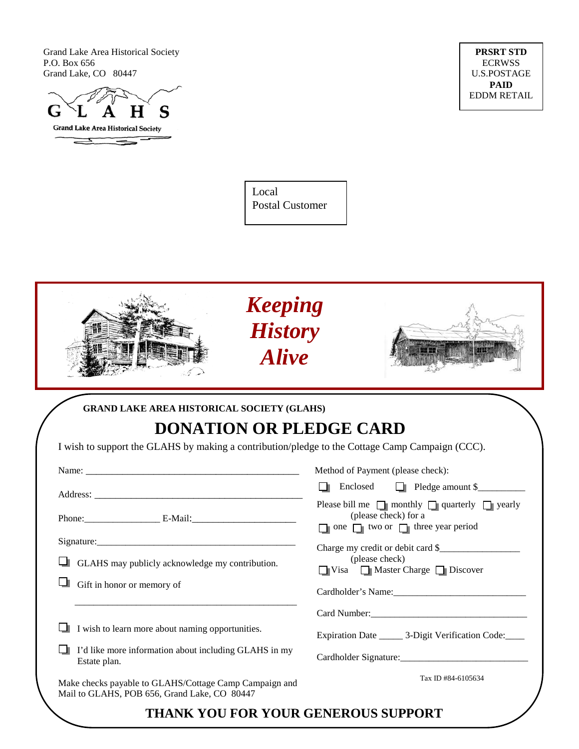Grand Lake Area Historical Society
P.O. Box 656
Grand Lake, CO 80447

GLAHS
Grand Lake Area Historical Society

**PRSRT STD**
ECRWSS
U.S.POSTAGE
**PAID**
EDDM RETAIL

Local
Postal Customer

***Keeping History Alive***

**GRAND LAKE AREA HISTORICAL SOCIETY (GLAHS)**

# DONATION OR PLEDGE CARD

I wish to support the GLAHS by making a contribution/pledge to the Cottage Camp Campaign (CCC).

Name: ____________________________________________

Address: __________________________________________

Phone:________________ E-Mail:______________________

Signature:__________________________________________

☐ GLAHS may publicly acknowledge my contribution.

☐ Gift in honor or memory of

_______________________________________________

☐ I wish to learn more about naming opportunities.

☐ I'd like more information about including GLAHS in my Estate plan.

Make checks payable to GLAHS/Cottage Camp Campaign and Mail to GLAHS, POB 656, Grand Lake, CO 80447

Method of Payment (please check):

☐ Enclosed ☐ Pledge amount $__________

Please bill me ☐ monthly ☐ quarterly ☐ yearly
(please check) for a
☐ one ☐ two or ☐ three year period

Charge my credit or debit card $_________________
(please check)
☐ Visa ☐ Master Charge ☐ Discover

Cardholder's Name:___________________________

Card Number:________________________________

Expiration Date _____ 3-Digit Verification Code:____

Cardholder Signature:__________________________

Tax ID #84-6105634

**THANK YOU FOR YOUR GENEROUS SUPPORT**